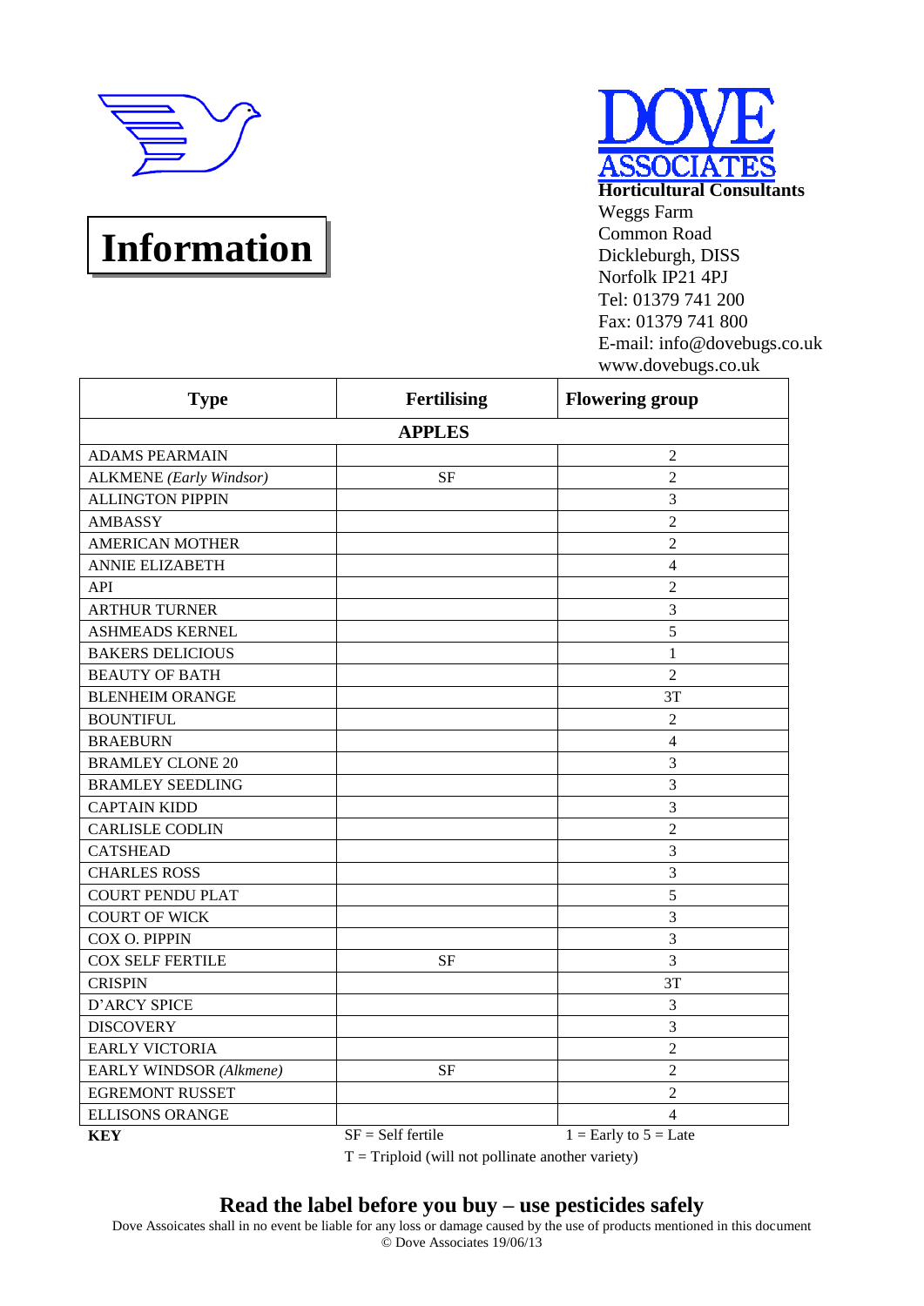# Information

**DOVE ASSOCIATES**
**Horticultural Consultants**
Weggs Farm
Common Road
Dickleburgh, DISS
Norfolk IP21 4PJ
Tel: 01379 741 200
Fax: 01379 741 800
E-mail: info@dovebugs.co.uk
www.dovebugs.co.uk

| Type | Fertilising | Flowering group |
|---|---|---|
| **APPLES** | | |
| ADAMS PEARMAIN | | 2 |
| ALKMENE *(Early Windsor)* | SF | 2 |
| ALLINGTON PIPPIN | | 3 |
| AMBASSY | | 2 |
| AMERICAN MOTHER | | 2 |
| ANNIE ELIZABETH | | 4 |
| API | | 2 |
| ARTHUR TURNER | | 3 |
| ASHMEADS KERNEL | | 5 |
| BAKERS DELICIOUS | | 1 |
| BEAUTY OF BATH | | 2 |
| BLENHEIM ORANGE | | 3T |
| BOUNTIFUL | | 2 |
| BRAEBURN | | 4 |
| BRAMLEY CLONE 20 | | 3 |
| BRAMLEY SEEDLING | | 3 |
| CAPTAIN KIDD | | 3 |
| CARLISLE CODLIN | | 2 |
| CATSHEAD | | 3 |
| CHARLES ROSS | | 3 |
| COURT PENDU PLAT | | 5 |
| COURT OF WICK | | 3 |
| COX O. PIPPIN | | 3 |
| COX SELF FERTILE | SF | 3 |
| CRISPIN | | 3T |
| D'ARCY SPICE | | 3 |
| DISCOVERY | | 3 |
| EARLY VICTORIA | | 2 |
| EARLY WINDSOR *(Alkmene)* | SF | 2 |
| EGREMONT RUSSET | | 2 |
| ELLISONS ORANGE | | 4 |

**KEY** SF = Self fertile 1 = Early to 5 = Late
T = Triploid (will not pollinate another variety)

**Read the label before you buy – use pesticides safely**

Dove Assoicates shall in no event be liable for any loss or damage caused by the use of products mentioned in this document
© Dove Associates 19/06/13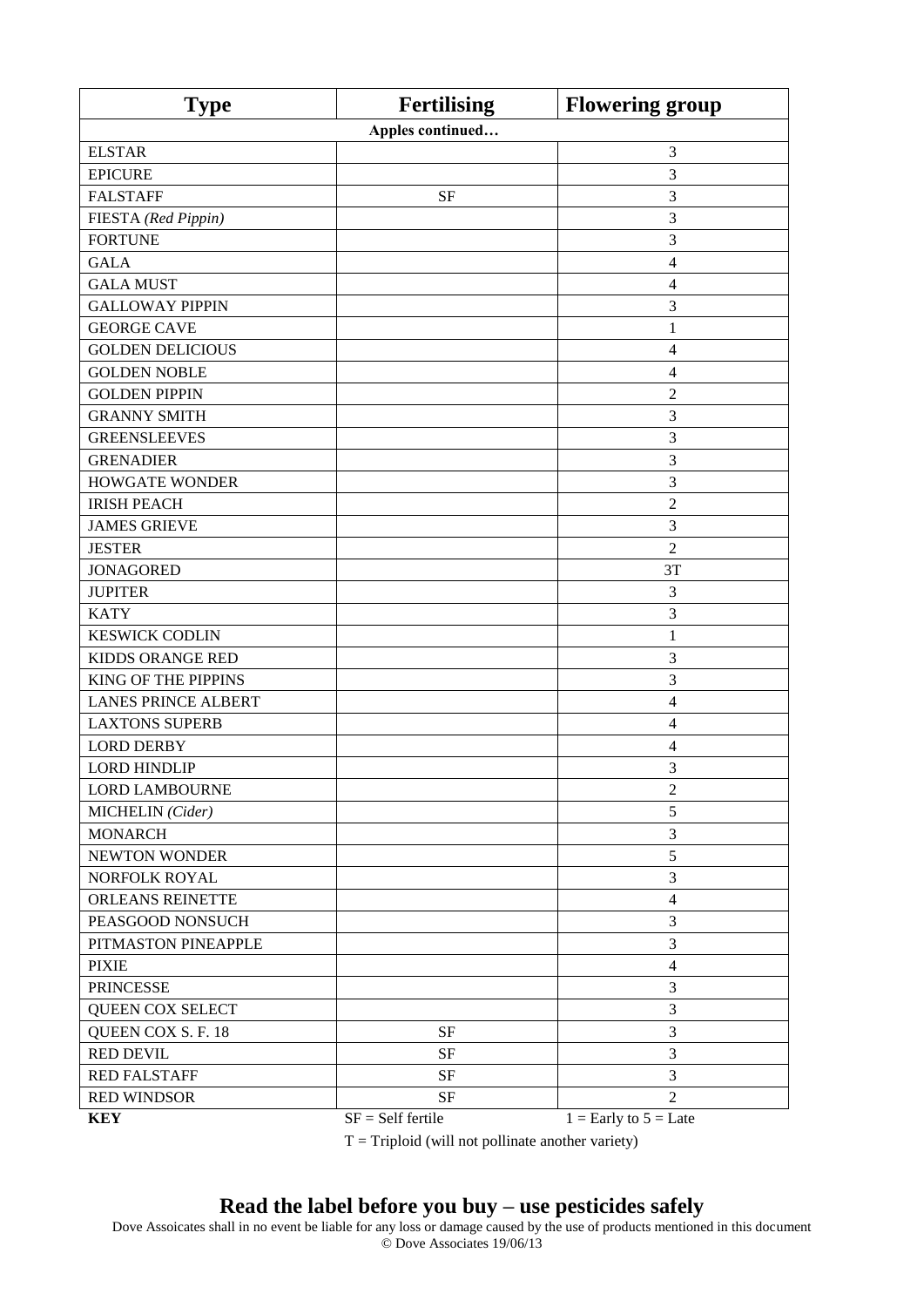| Type | Fertilising | Flowering group |
|---|---|---|
| **Apples continued…** | | |
| ELSTAR | | 3 |
| EPICURE | | 3 |
| FALSTAFF | SF | 3 |
| FIESTA *(Red Pippin)* | | 3 |
| FORTUNE | | 3 |
| GALA | | 4 |
| GALA MUST | | 4 |
| GALLOWAY PIPPIN | | 3 |
| GEORGE CAVE | | 1 |
| GOLDEN DELICIOUS | | 4 |
| GOLDEN NOBLE | | 4 |
| GOLDEN PIPPIN | | 2 |
| GRANNY SMITH | | 3 |
| GREENSLEEVES | | 3 |
| GRENADIER | | 3 |
| HOWGATE WONDER | | 3 |
| IRISH PEACH | | 2 |
| JAMES GRIEVE | | 3 |
| JESTER | | 2 |
| JONAGORED | | 3T |
| JUPITER | | 3 |
| KATY | | 3 |
| KESWICK CODLIN | | 1 |
| KIDDS ORANGE RED | | 3 |
| KING OF THE PIPPINS | | 3 |
| LANES PRINCE ALBERT | | 4 |
| LAXTONS SUPERB | | 4 |
| LORD DERBY | | 4 |
| LORD HINDLIP | | 3 |
| LORD LAMBOURNE | | 2 |
| MICHELIN *(Cider)* | | 5 |
| MONARCH | | 3 |
| NEWTON WONDER | | 5 |
| NORFOLK ROYAL | | 3 |
| ORLEANS REINETTE | | 4 |
| PEASGOOD NONSUCH | | 3 |
| PITMASTON PINEAPPLE | | 3 |
| PIXIE | | 4 |
| PRINCESSE | | 3 |
| QUEEN COX SELECT | | 3 |
| QUEEN COX S. F. 18 | SF | 3 |
| RED DEVIL | SF | 3 |
| RED FALSTAFF | SF | 3 |
| RED WINDSOR | SF | 2 |

**KEY** SF = Self fertile 1 = Early to 5 = Late

T = Triploid (will not pollinate another variety)

**Read the label before you buy – use pesticides safely**

Dove Assoicates shall in no event be liable for any loss or damage caused by the use of products mentioned in this document

© Dove Associates 19/06/13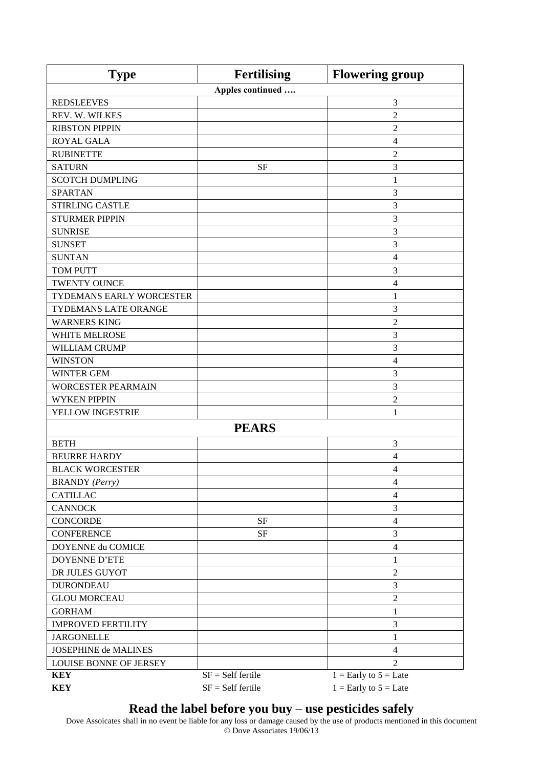| Type | Fertilising | Flowering group |
|---|---|---|
| **Apples continued ….** | | |
| REDSLEEVES | | 3 |
| REV. W. WILKES | | 2 |
| RIBSTON PIPPIN | | 2 |
| ROYAL GALA | | 4 |
| RUBINETTE | | 2 |
| SATURN | SF | 3 |
| SCOTCH DUMPLING | | 1 |
| SPARTAN | | 3 |
| STIRLING CASTLE | | 3 |
| STURMER PIPPIN | | 3 |
| SUNRISE | | 3 |
| SUNSET | | 3 |
| SUNTAN | | 4 |
| TOM PUTT | | 3 |
| TWENTY OUNCE | | 4 |
| TYDEMANS EARLY WORCESTER | | 1 |
| TYDEMANS LATE ORANGE | | 3 |
| WARNERS KING | | 2 |
| WHITE MELROSE | | 3 |
| WILLIAM CRUMP | | 3 |
| WINSTON | | 4 |
| WINTER GEM | | 3 |
| WORCESTER PEARMAIN | | 3 |
| WYKEN PIPPIN | | 2 |
| YELLOW INGESTRIE | | 1 |
| **PEARS** | | |
| BETH | | 3 |
| BEURRE HARDY | | 4 |
| BLACK WORCESTER | | 4 |
| BRANDY *(Perry)* | | 4 |
| CATILLAC | | 4 |
| CANNOCK | | 3 |
| CONCORDE | SF | 4 |
| CONFERENCE | SF | 3 |
| DOYENNE du COMICE | | 4 |
| DOYENNE D'ETE | | 1 |
| DR JULES GUYOT | | 2 |
| DURONDEAU | | 3 |
| GLOU MORCEAU | | 2 |
| GORHAM | | 1 |
| IMPROVED FERTILITY | | 3 |
| JARGONELLE | | 1 |
| JOSEPHINE de MALINES | | 4 |
| LOUISE BONNE OF JERSEY | | 2 |
| **KEY** | SF = Self fertile | 1 = Early to 5 = Late |
| **KEY** | SF = Self fertile | 1 = Early to 5 = Late |

**Read the label before you buy – use pesticides safely**

Dove Assoicates shall in no event be liable for any loss or damage caused by the use of products mentioned in this document

© Dove Associates 19/06/13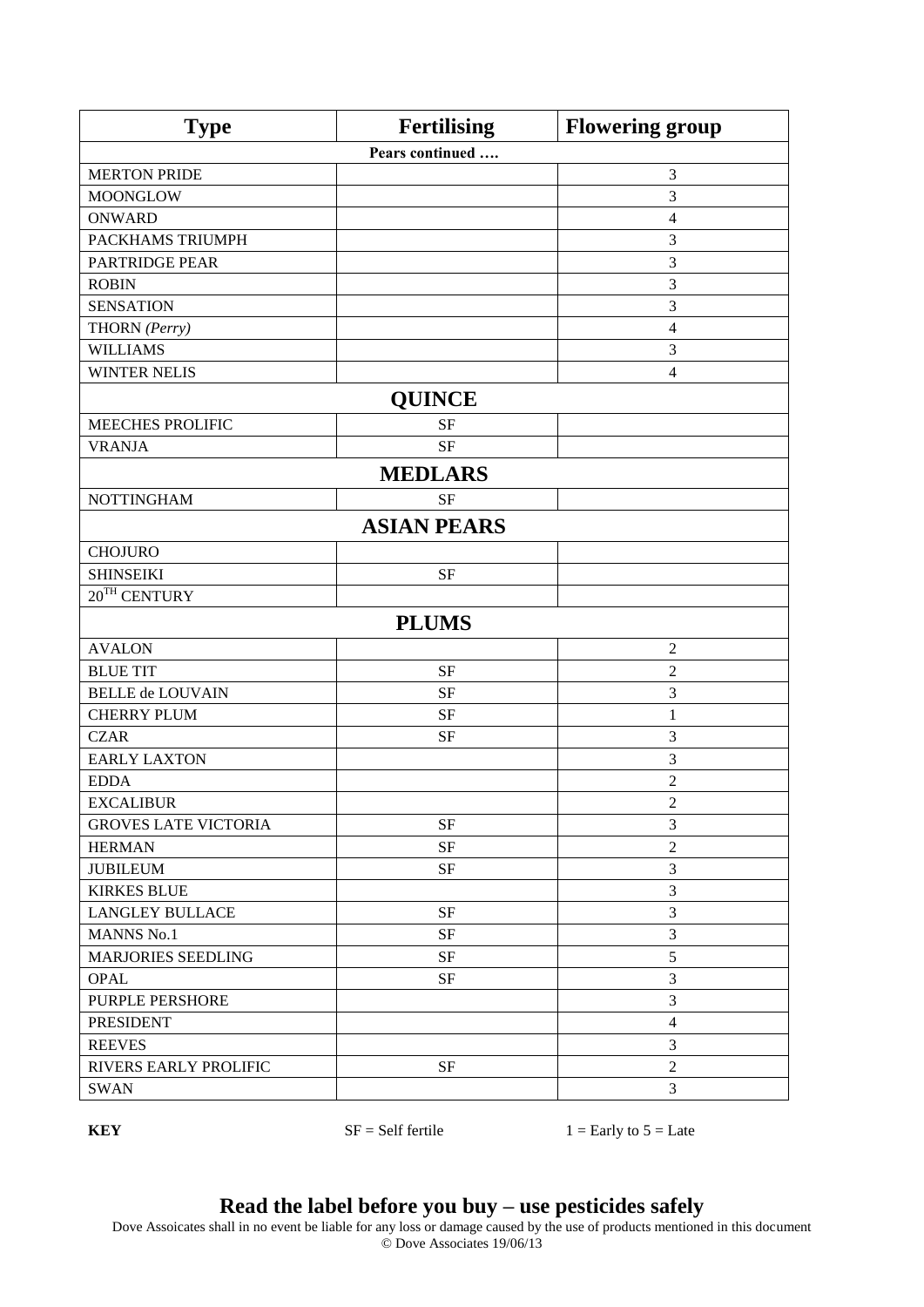| Type | Fertilising | Flowering group |
|---|---|---|
| **Pears continued ….** | | |
| MERTON PRIDE | | 3 |
| MOONGLOW | | 3 |
| ONWARD | | 4 |
| PACKHAMS TRIUMPH | | 3 |
| PARTRIDGE PEAR | | 3 |
| ROBIN | | 3 |
| SENSATION | | 3 |
| THORN *(Perry)* | | 4 |
| WILLIAMS | | 3 |
| WINTER NELIS | | 4 |
| **QUINCE** | | |
| MEECHES PROLIFIC | SF | |
| VRANJA | SF | |
| **MEDLARS** | | |
| NOTTINGHAM | SF | |
| **ASIAN PEARS** | | |
| CHOJURO | | |
| SHINSEIKI | SF | |
| 20TH CENTURY | | |
| **PLUMS** | | |
| AVALON | | 2 |
| BLUE TIT | SF | 2 |
| BELLE de LOUVAIN | SF | 3 |
| CHERRY PLUM | SF | 1 |
| CZAR | SF | 3 |
| EARLY LAXTON | | 3 |
| EDDA | | 2 |
| EXCALIBUR | | 2 |
| GROVES LATE VICTORIA | SF | 3 |
| HERMAN | SF | 2 |
| JUBILEUM | SF | 3 |
| KIRKES BLUE | | 3 |
| LANGLEY BULLACE | SF | 3 |
| MANNS No.1 | SF | 3 |
| MARJORIES SEEDLING | SF | 5 |
| OPAL | SF | 3 |
| PURPLE PERSHORE | | 3 |
| PRESIDENT | | 4 |
| REEVES | | 3 |
| RIVERS EARLY PROLIFIC | SF | 2 |
| SWAN | | 3 |

**KEY** SF = Self fertile 1 = Early to 5 = Late

**Read the label before you buy – use pesticides safely**

Dove Assoicates shall in no event be liable for any loss or damage caused by the use of products mentioned in this document

© Dove Associates 19/06/13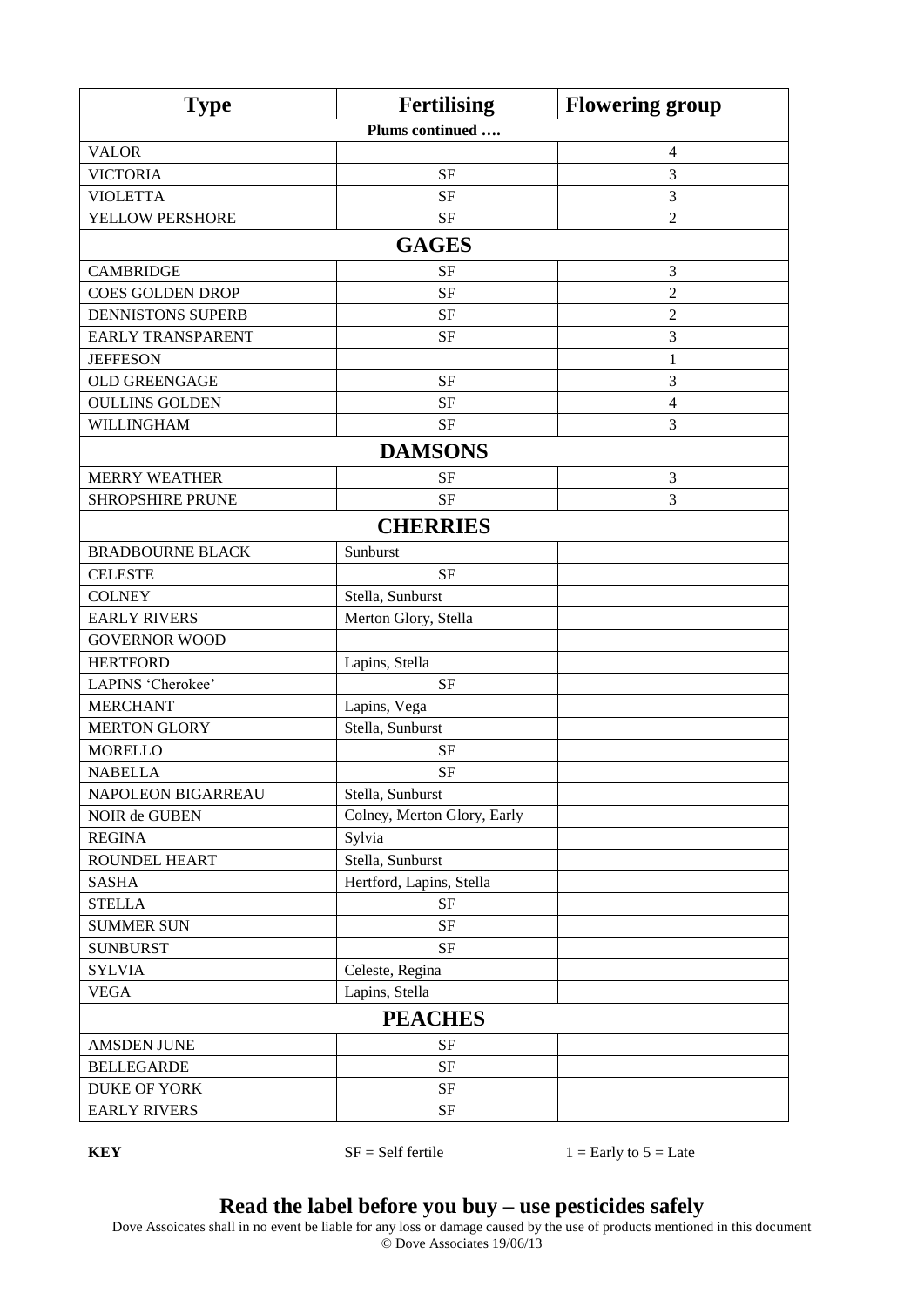| Type | Fertilising | Flowering group |
|---|---|---|
| **Plums continued ….** | | |
| VALOR | | 4 |
| VICTORIA | SF | 3 |
| VIOLETTA | SF | 3 |
| YELLOW PERSHORE | SF | 2 |
| **GAGES** | | |
| CAMBRIDGE | SF | 3 |
| COES GOLDEN DROP | SF | 2 |
| DENNISTONS SUPERB | SF | 2 |
| EARLY TRANSPARENT | SF | 3 |
| JEFFESON | | 1 |
| OLD GREENGAGE | SF | 3 |
| OULLINS GOLDEN | SF | 4 |
| WILLINGHAM | SF | 3 |
| **DAMSONS** | | |
| MERRY WEATHER | SF | 3 |
| SHROPSHIRE PRUNE | SF | 3 |
| **CHERRIES** | | |
| BRADBOURNE BLACK | Sunburst | |
| CELESTE | SF | |
| COLNEY | Stella, Sunburst | |
| EARLY RIVERS | Merton Glory, Stella | |
| GOVERNOR WOOD | | |
| HERTFORD | Lapins, Stella | |
| LAPINS 'Cherokee' | SF | |
| MERCHANT | Lapins, Vega | |
| MERTON GLORY | Stella, Sunburst | |
| MORELLO | SF | |
| NABELLA | SF | |
| NAPOLEON BIGARREAU | Stella, Sunburst | |
| NOIR de GUBEN | Colney, Merton Glory, Early | |
| REGINA | Sylvia | |
| ROUNDEL HEART | Stella, Sunburst | |
| SASHA | Hertford, Lapins, Stella | |
| STELLA | SF | |
| SUMMER SUN | SF | |
| SUNBURST | SF | |
| SYLVIA | Celeste, Regina | |
| VEGA | Lapins, Stella | |
| **PEACHES** | | |
| AMSDEN JUNE | SF | |
| BELLEGARDE | SF | |
| DUKE OF YORK | SF | |
| EARLY RIVERS | SF | |

**KEY** SF = Self fertile 1 = Early to 5 = Late

## Read the label before you buy – use pesticides safely

Dove Assoicates shall in no event be liable for any loss or damage caused by the use of products mentioned in this document
© Dove Associates 19/06/13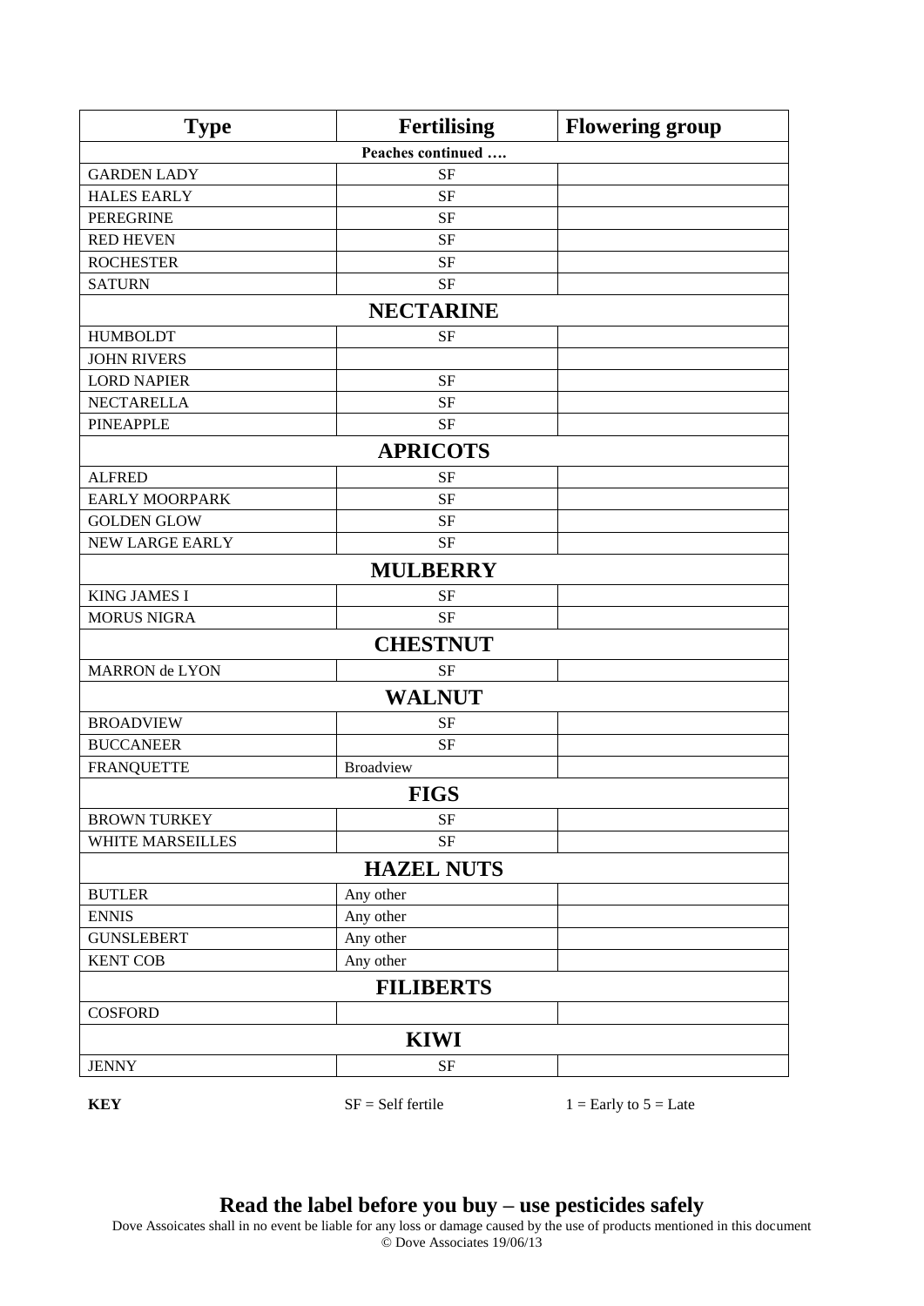| Type | Fertilising | Flowering group |
|---|---|---|
| | **Peaches continued ….** | |
| GARDEN LADY | SF | |
| HALES EARLY | SF | |
| PEREGRINE | SF | |
| RED HEVEN | SF | |
| ROCHESTER | SF | |
| SATURN | SF | |
| | **NECTARINE** | |
| HUMBOLDT | SF | |
| JOHN RIVERS | | |
| LORD NAPIER | SF | |
| NECTARELLA | SF | |
| PINEAPPLE | SF | |
| | **APRICOTS** | |
| ALFRED | SF | |
| EARLY MOORPARK | SF | |
| GOLDEN GLOW | SF | |
| NEW LARGE EARLY | SF | |
| | **MULBERRY** | |
| KING JAMES I | SF | |
| MORUS NIGRA | SF | |
| | **CHESTNUT** | |
| MARRON de LYON | SF | |
| | **WALNUT** | |
| BROADVIEW | SF | |
| BUCCANEER | SF | |
| FRANQUETTE | Broadview | |
| | **FIGS** | |
| BROWN TURKEY | SF | |
| WHITE MARSEILLES | SF | |
| | **HAZEL NUTS** | |
| BUTLER | Any other | |
| ENNIS | Any other | |
| GUNSLEBERT | Any other | |
| KENT COB | Any other | |
| | **FILIBERTS** | |
| COSFORD | | |
| | **KIWI** | |
| JENNY | SF | |

**KEY** SF = Self fertile 1 = Early to 5 = Late

**Read the label before you buy – use pesticides safely**

Dove Assoicates shall in no event be liable for any loss or damage caused by the use of products mentioned in this document

© Dove Associates 19/06/13